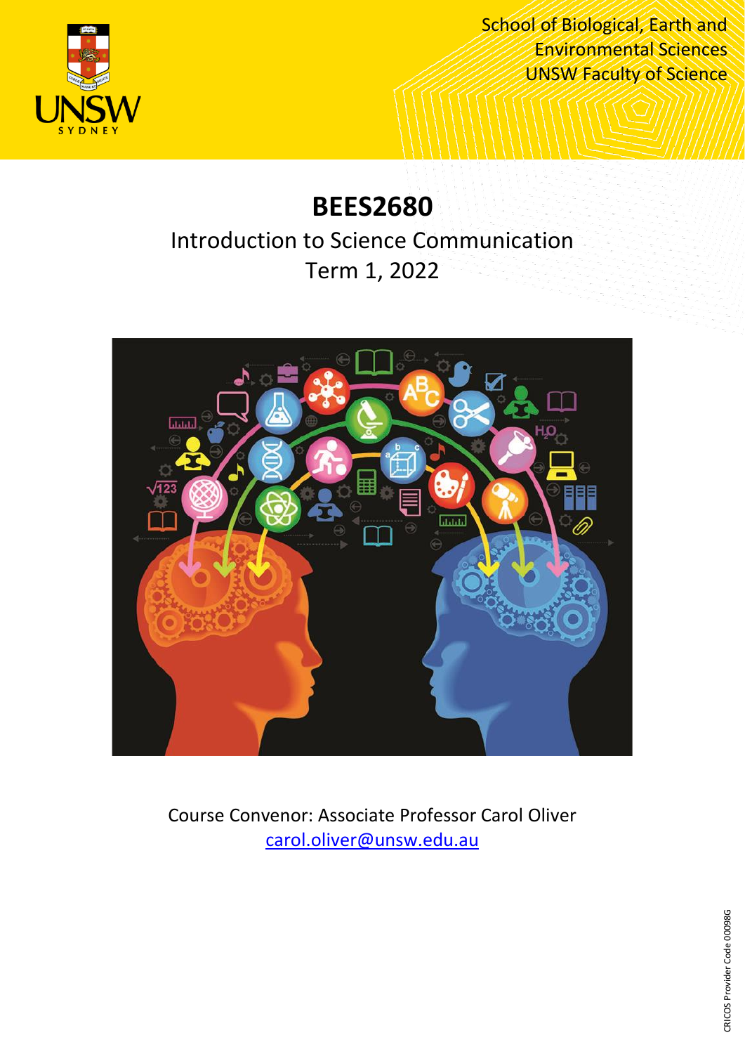School of Biological, Earth and Environmental Sciences
UNSW Faculty of Science

# BEES2680

## Introduction to Science Communication
## Term 1, 2022

Course Convenor: Associate Professor Carol Oliver
carol.oliver@unsw.edu.au

CRICOS Provider Code 00098G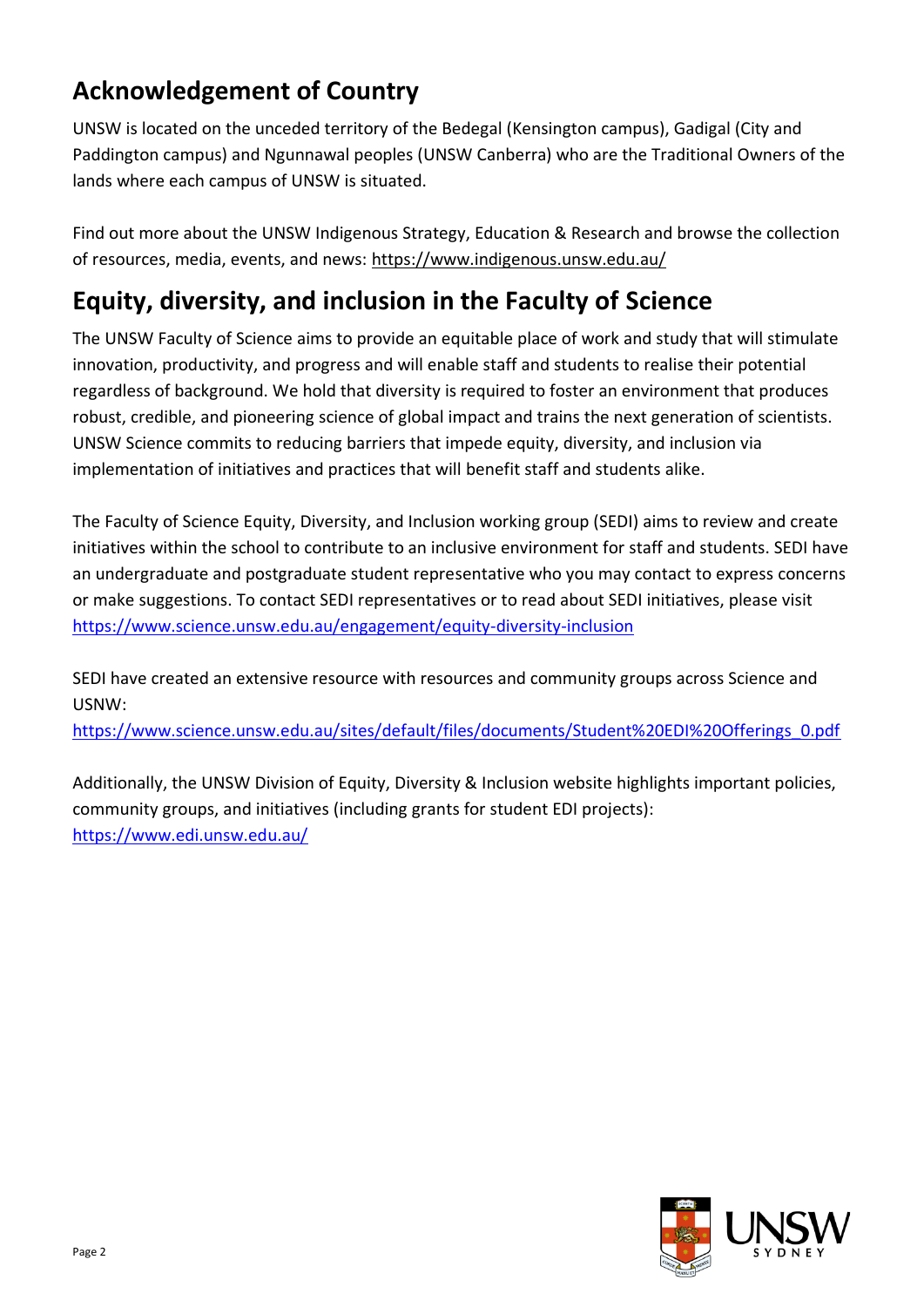## Acknowledgement of Country

UNSW is located on the unceded territory of the Bedegal (Kensington campus), Gadigal (City and Paddington campus) and Ngunnawal peoples (UNSW Canberra) who are the Traditional Owners of the lands where each campus of UNSW is situated.

Find out more about the UNSW Indigenous Strategy, Education & Research and browse the collection of resources, media, events, and news: https://www.indigenous.unsw.edu.au/

## Equity, diversity, and inclusion in the Faculty of Science

The UNSW Faculty of Science aims to provide an equitable place of work and study that will stimulate innovation, productivity, and progress and will enable staff and students to realise their potential regardless of background. We hold that diversity is required to foster an environment that produces robust, credible, and pioneering science of global impact and trains the next generation of scientists. UNSW Science commits to reducing barriers that impede equity, diversity, and inclusion via implementation of initiatives and practices that will benefit staff and students alike.

The Faculty of Science Equity, Diversity, and Inclusion working group (SEDI) aims to review and create initiatives within the school to contribute to an inclusive environment for staff and students. SEDI have an undergraduate and postgraduate student representative who you may contact to express concerns or make suggestions. To contact SEDI representatives or to read about SEDI initiatives, please visit https://www.science.unsw.edu.au/engagement/equity-diversity-inclusion

SEDI have created an extensive resource with resources and community groups across Science and USNW:
https://www.science.unsw.edu.au/sites/default/files/documents/Student%20EDI%20Offerings_0.pdf

Additionally, the UNSW Division of Equity, Diversity & Inclusion website highlights important policies, community groups, and initiatives (including grants for student EDI projects):
https://www.edi.unsw.edu.au/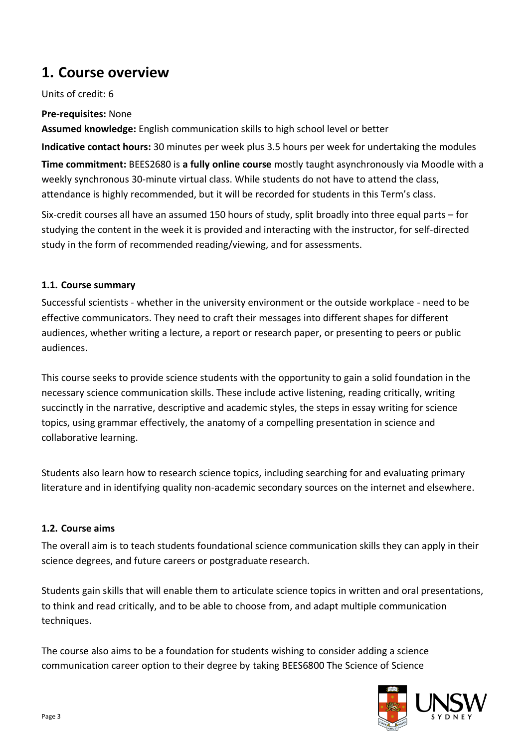# 1. Course overview

Units of credit: 6

**Pre-requisites:** None

**Assumed knowledge:** English communication skills to high school level or better

**Indicative contact hours:** 30 minutes per week plus 3.5 hours per week for undertaking the modules

**Time commitment:** BEES2680 is **a fully online course** mostly taught asynchronously via Moodle with a weekly synchronous 30-minute virtual class. While students do not have to attend the class, attendance is highly recommended, but it will be recorded for students in this Term's class.

Six-credit courses all have an assumed 150 hours of study, split broadly into three equal parts – for studying the content in the week it is provided and interacting with the instructor, for self-directed study in the form of recommended reading/viewing, and for assessments.

### 1.1. Course summary

Successful scientists - whether in the university environment or the outside workplace - need to be effective communicators. They need to craft their messages into different shapes for different audiences, whether writing a lecture, a report or research paper, or presenting to peers or public audiences.

This course seeks to provide science students with the opportunity to gain a solid foundation in the necessary science communication skills. These include active listening, reading critically, writing succinctly in the narrative, descriptive and academic styles, the steps in essay writing for science topics, using grammar effectively, the anatomy of a compelling presentation in science and collaborative learning.

Students also learn how to research science topics, including searching for and evaluating primary literature and in identifying quality non-academic secondary sources on the internet and elsewhere.

### 1.2. Course aims

The overall aim is to teach students foundational science communication skills they can apply in their science degrees, and future careers or postgraduate research.

Students gain skills that will enable them to articulate science topics in written and oral presentations, to think and read critically, and to be able to choose from, and adapt multiple communication techniques.

The course also aims to be a foundation for students wishing to consider adding a science communication career option to their degree by taking BEES6800 The Science of Science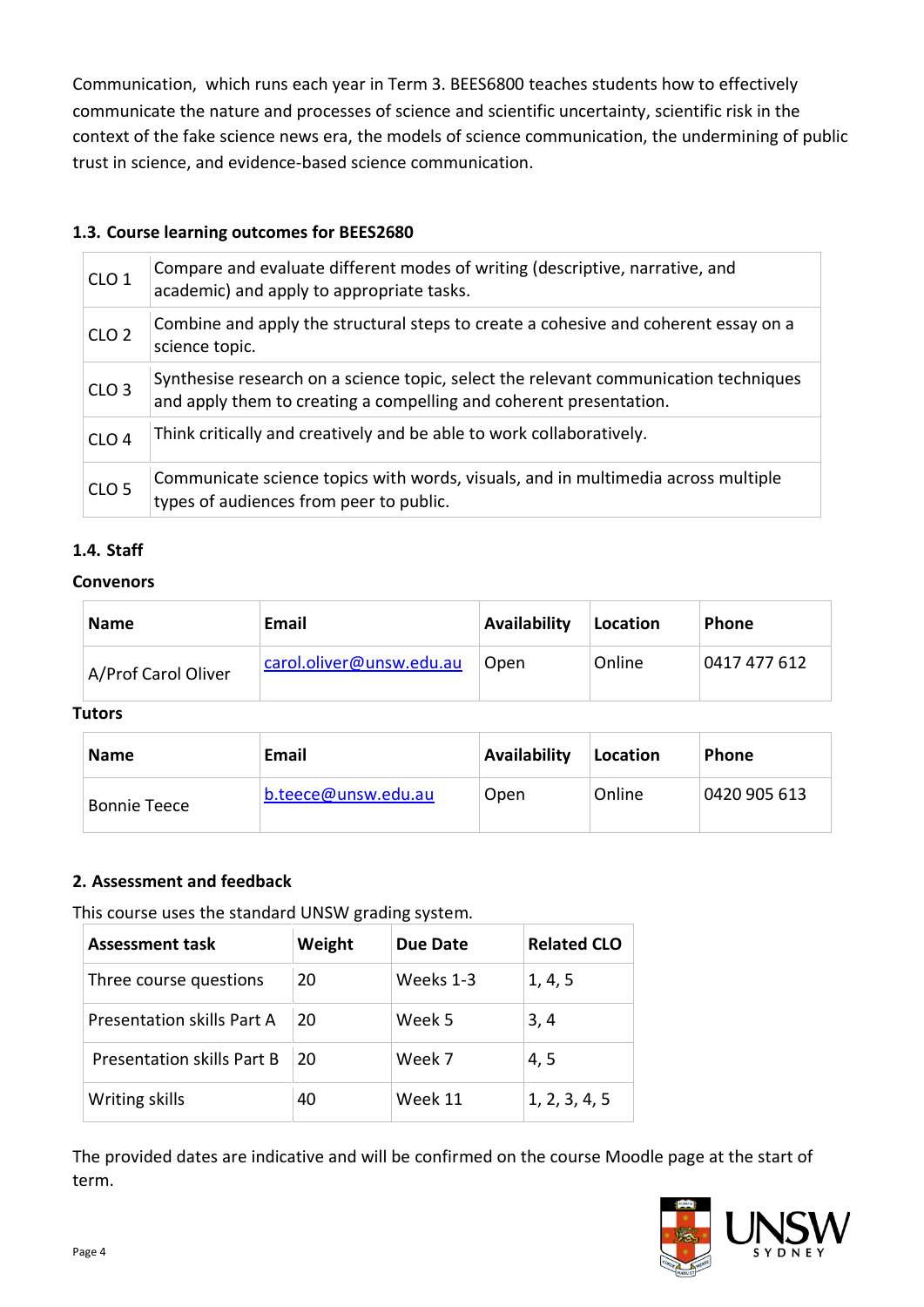Communication, which runs each year in Term 3. BEES6800 teaches students how to effectively communicate the nature and processes of science and scientific uncertainty, scientific risk in the context of the fake science news era, the models of science communication, the undermining of public trust in science, and evidence-based science communication.

### 1.3. Course learning outcomes for BEES2680

| | |
|---|---|
| CLO 1 | Compare and evaluate different modes of writing (descriptive, narrative, and academic) and apply to appropriate tasks. |
| CLO 2 | Combine and apply the structural steps to create a cohesive and coherent essay on a science topic. |
| CLO 3 | Synthesise research on a science topic, select the relevant communication techniques and apply them to creating a compelling and coherent presentation. |
| CLO 4 | Think critically and creatively and be able to work collaboratively. |
| CLO 5 | Communicate science topics with words, visuals, and in multimedia across multiple types of audiences from peer to public. |

### 1.4. Staff

**Convenors**

| Name | Email | Availability | Location | Phone |
|---|---|---|---|---|
| A/Prof Carol Oliver | carol.oliver@unsw.edu.au | Open | Online | 0417 477 612 |

**Tutors**

| Name | Email | Availability | Location | Phone |
|---|---|---|---|---|
| Bonnie Teece | b.teece@unsw.edu.au | Open | Online | 0420 905 613 |

## 2. Assessment and feedback

This course uses the standard UNSW grading system.

| Assessment task | Weight | Due Date | Related CLO |
|---|---|---|---|
| Three course questions | 20 | Weeks 1-3 | 1, 4, 5 |
| Presentation skills Part A | 20 | Week 5 | 3, 4 |
| Presentation skills Part B | 20 | Week 7 | 4, 5 |
| Writing skills | 40 | Week 11 | 1, 2, 3, 4, 5 |

The provided dates are indicative and will be confirmed on the course Moodle page at the start of term.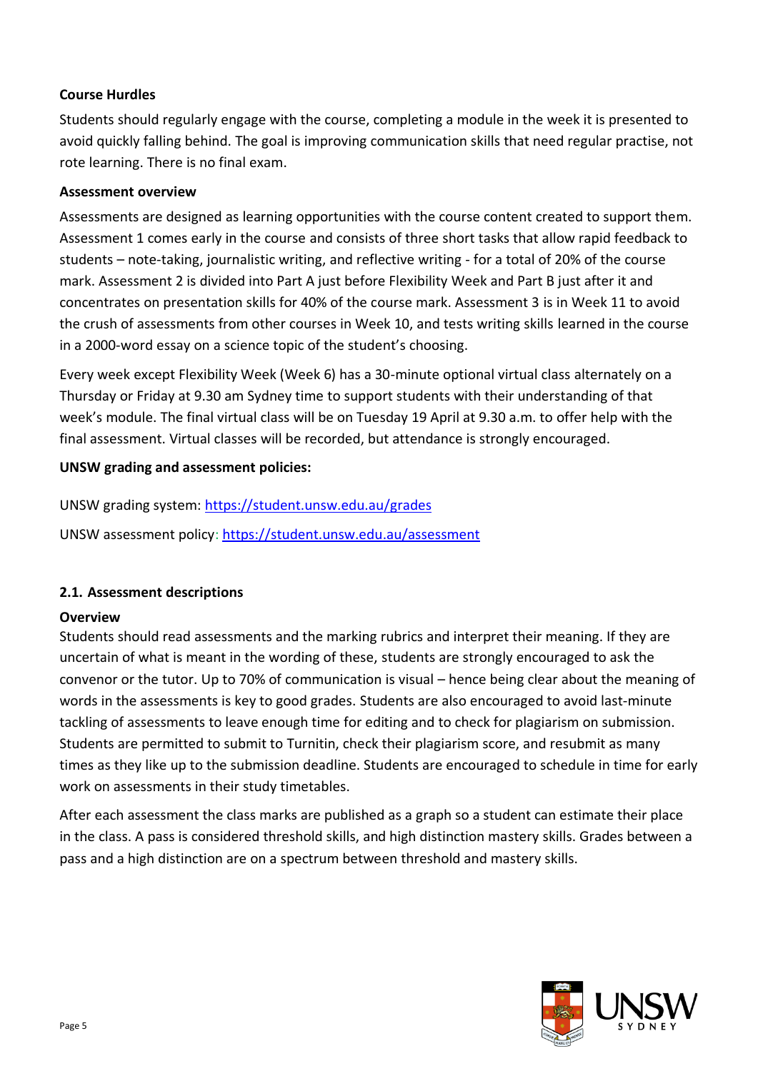**Course Hurdles**

Students should regularly engage with the course, completing a module in the week it is presented to avoid quickly falling behind. The goal is improving communication skills that need regular practise, not rote learning. There is no final exam.

**Assessment overview**

Assessments are designed as learning opportunities with the course content created to support them. Assessment 1 comes early in the course and consists of three short tasks that allow rapid feedback to students – note-taking, journalistic writing, and reflective writing - for a total of 20% of the course mark. Assessment 2 is divided into Part A just before Flexibility Week and Part B just after it and concentrates on presentation skills for 40% of the course mark. Assessment 3 is in Week 11 to avoid the crush of assessments from other courses in Week 10, and tests writing skills learned in the course in a 2000-word essay on a science topic of the student's choosing.

Every week except Flexibility Week (Week 6) has a 30-minute optional virtual class alternately on a Thursday or Friday at 9.30 am Sydney time to support students with their understanding of that week's module. The final virtual class will be on Tuesday 19 April at 9.30 a.m. to offer help with the final assessment. Virtual classes will be recorded, but attendance is strongly encouraged.

**UNSW grading and assessment policies:**

UNSW grading system: https://student.unsw.edu.au/grades

UNSW assessment policy: https://student.unsw.edu.au/assessment

### 2.1. Assessment descriptions

**Overview**

Students should read assessments and the marking rubrics and interpret their meaning. If they are uncertain of what is meant in the wording of these, students are strongly encouraged to ask the convenor or the tutor. Up to 70% of communication is visual – hence being clear about the meaning of words in the assessments is key to good grades. Students are also encouraged to avoid last-minute tackling of assessments to leave enough time for editing and to check for plagiarism on submission. Students are permitted to submit to Turnitin, check their plagiarism score, and resubmit as many times as they like up to the submission deadline. Students are encouraged to schedule in time for early work on assessments in their study timetables.

After each assessment the class marks are published as a graph so a student can estimate their place in the class. A pass is considered threshold skills, and high distinction mastery skills. Grades between a pass and a high distinction are on a spectrum between threshold and mastery skills.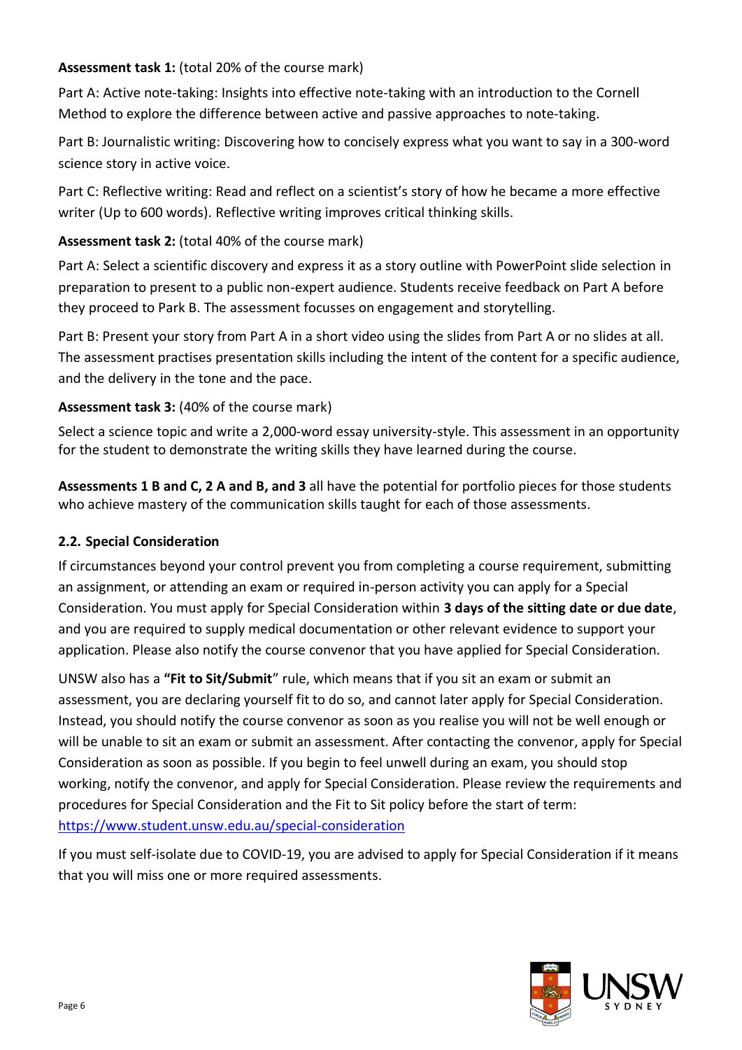**Assessment task 1:** (total 20% of the course mark)

Part A: Active note-taking: Insights into effective note-taking with an introduction to the Cornell Method to explore the difference between active and passive approaches to note-taking.

Part B: Journalistic writing: Discovering how to concisely express what you want to say in a 300-word science story in active voice.

Part C: Reflective writing: Read and reflect on a scientist's story of how he became a more effective writer (Up to 600 words). Reflective writing improves critical thinking skills.

**Assessment task 2:** (total 40% of the course mark)

Part A: Select a scientific discovery and express it as a story outline with PowerPoint slide selection in preparation to present to a public non-expert audience. Students receive feedback on Part A before they proceed to Park B. The assessment focusses on engagement and storytelling.

Part B: Present your story from Part A in a short video using the slides from Part A or no slides at all. The assessment practises presentation skills including the intent of the content for a specific audience, and the delivery in the tone and the pace.

**Assessment task 3:** (40% of the course mark)

Select a science topic and write a 2,000-word essay university-style. This assessment in an opportunity for the student to demonstrate the writing skills they have learned during the course.

**Assessments 1 B and C, 2 A and B, and 3** all have the potential for portfolio pieces for those students who achieve mastery of the communication skills taught for each of those assessments.

### 2.2. Special Consideration

If circumstances beyond your control prevent you from completing a course requirement, submitting an assignment, or attending an exam or required in-person activity you can apply for a Special Consideration. You must apply for Special Consideration within **3 days of the sitting date or due date**, and you are required to supply medical documentation or other relevant evidence to support your application. Please also notify the course convenor that you have applied for Special Consideration.

UNSW also has a **"Fit to Sit/Submit**" rule, which means that if you sit an exam or submit an assessment, you are declaring yourself fit to do so, and cannot later apply for Special Consideration. Instead, you should notify the course convenor as soon as you realise you will not be well enough or will be unable to sit an exam or submit an assessment. After contacting the convenor, apply for Special Consideration as soon as possible. If you begin to feel unwell during an exam, you should stop working, notify the convenor, and apply for Special Consideration. Please review the requirements and procedures for Special Consideration and the Fit to Sit policy before the start of term: https://www.student.unsw.edu.au/special-consideration

If you must self-isolate due to COVID-19, you are advised to apply for Special Consideration if it means that you will miss one or more required assessments.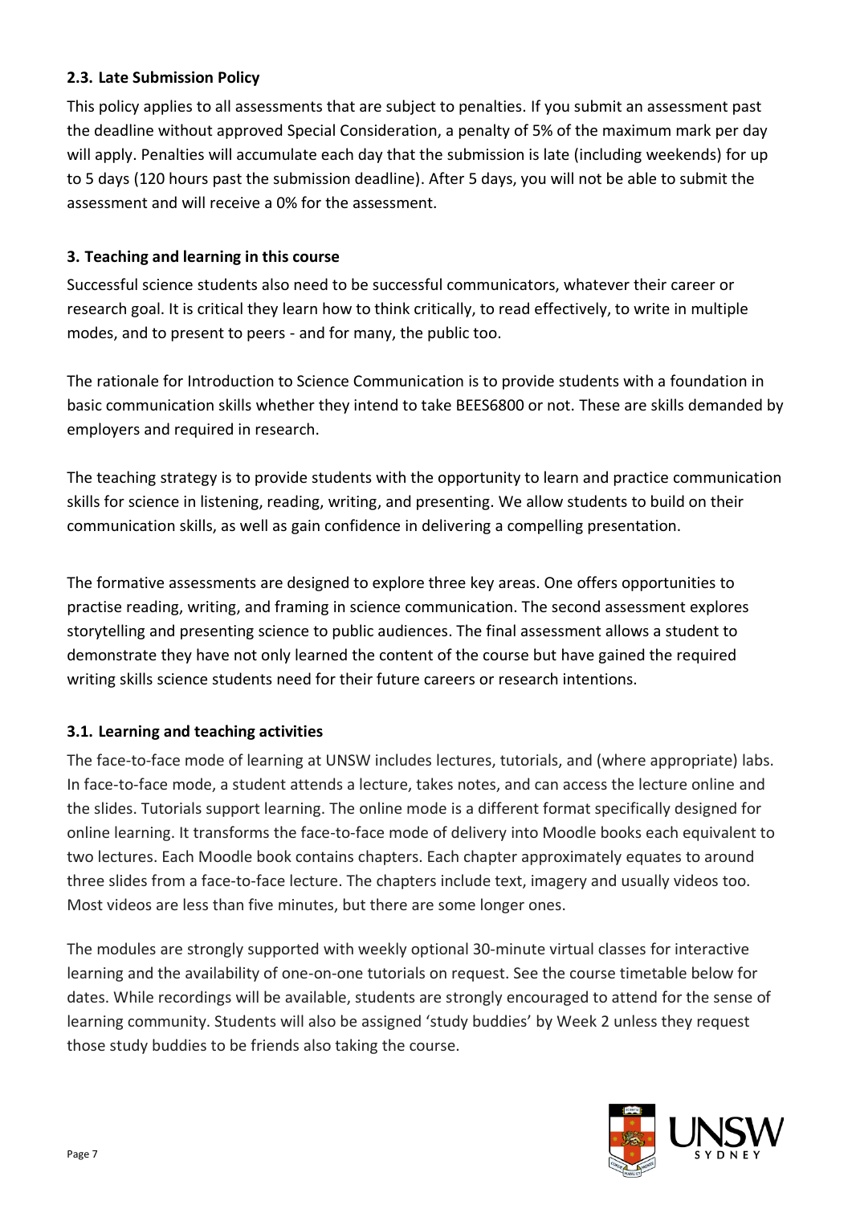### 2.3. Late Submission Policy

This policy applies to all assessments that are subject to penalties. If you submit an assessment past the deadline without approved Special Consideration, a penalty of 5% of the maximum mark per day will apply. Penalties will accumulate each day that the submission is late (including weekends) for up to 5 days (120 hours past the submission deadline). After 5 days, you will not be able to submit the assessment and will receive a 0% for the assessment.

## 3. Teaching and learning in this course

Successful science students also need to be successful communicators, whatever their career or research goal. It is critical they learn how to think critically, to read effectively, to write in multiple modes, and to present to peers - and for many, the public too.

The rationale for Introduction to Science Communication is to provide students with a foundation in basic communication skills whether they intend to take BEES6800 or not. These are skills demanded by employers and required in research.

The teaching strategy is to provide students with the opportunity to learn and practice communication skills for science in listening, reading, writing, and presenting. We allow students to build on their communication skills, as well as gain confidence in delivering a compelling presentation.

The formative assessments are designed to explore three key areas. One offers opportunities to practise reading, writing, and framing in science communication. The second assessment explores storytelling and presenting science to public audiences. The final assessment allows a student to demonstrate they have not only learned the content of the course but have gained the required writing skills science students need for their future careers or research intentions.

### 3.1. Learning and teaching activities

The face-to-face mode of learning at UNSW includes lectures, tutorials, and (where appropriate) labs. In face-to-face mode, a student attends a lecture, takes notes, and can access the lecture online and the slides. Tutorials support learning. The online mode is a different format specifically designed for online learning. It transforms the face-to-face mode of delivery into Moodle books each equivalent to two lectures. Each Moodle book contains chapters. Each chapter approximately equates to around three slides from a face-to-face lecture. The chapters include text, imagery and usually videos too. Most videos are less than five minutes, but there are some longer ones.

The modules are strongly supported with weekly optional 30-minute virtual classes for interactive learning and the availability of one-on-one tutorials on request. See the course timetable below for dates. While recordings will be available, students are strongly encouraged to attend for the sense of learning community. Students will also be assigned 'study buddies' by Week 2 unless they request those study buddies to be friends also taking the course.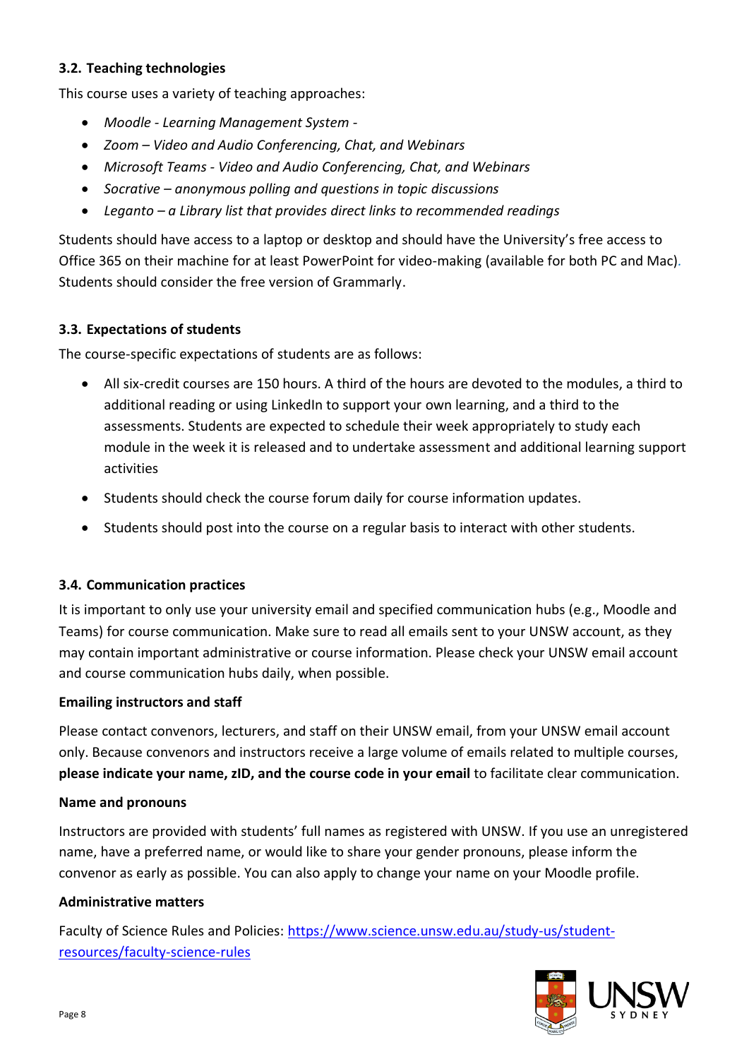### 3.2. Teaching technologies

This course uses a variety of teaching approaches:

- *Moodle - Learning Management System -*
- *Zoom – Video and Audio Conferencing, Chat, and Webinars*
- *Microsoft Teams - Video and Audio Conferencing, Chat, and Webinars*
- *Socrative – anonymous polling and questions in topic discussions*
- *Leganto – a Library list that provides direct links to recommended readings*

Students should have access to a laptop or desktop and should have the University's free access to Office 365 on their machine for at least PowerPoint for video-making (available for both PC and Mac). Students should consider the free version of Grammarly.

### 3.3. Expectations of students

The course-specific expectations of students are as follows:

- All six-credit courses are 150 hours. A third of the hours are devoted to the modules, a third to additional reading or using LinkedIn to support your own learning, and a third to the assessments. Students are expected to schedule their week appropriately to study each module in the week it is released and to undertake assessment and additional learning support activities
- Students should check the course forum daily for course information updates.
- Students should post into the course on a regular basis to interact with other students.

### 3.4. Communication practices

It is important to only use your university email and specified communication hubs (e.g., Moodle and Teams) for course communication. Make sure to read all emails sent to your UNSW account, as they may contain important administrative or course information. Please check your UNSW email account and course communication hubs daily, when possible.

**Emailing instructors and staff**

Please contact convenors, lecturers, and staff on their UNSW email, from your UNSW email account only. Because convenors and instructors receive a large volume of emails related to multiple courses, **please indicate your name, zID, and the course code in your email** to facilitate clear communication.

**Name and pronouns**

Instructors are provided with students' full names as registered with UNSW. If you use an unregistered name, have a preferred name, or would like to share your gender pronouns, please inform the convenor as early as possible. You can also apply to change your name on your Moodle profile.

**Administrative matters**

Faculty of Science Rules and Policies: [https://www.science.unsw.edu.au/study-us/student-resources/faculty-science-rules](https://www.science.unsw.edu.au/study-us/student-resources/faculty-science-rules)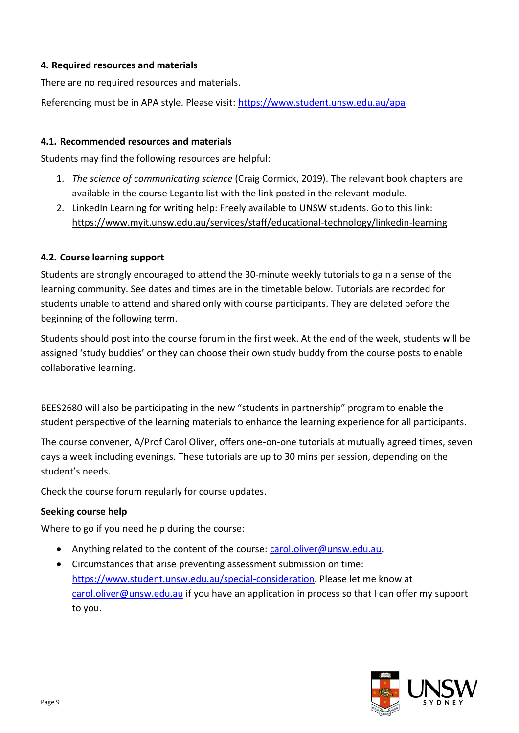#### 4. Required resources and materials

There are no required resources and materials.

Referencing must be in APA style. Please visit: https://www.student.unsw.edu.au/apa

#### 4.1. Recommended resources and materials

Students may find the following resources are helpful:

1. *The science of communicating science* (Craig Cormick, 2019). The relevant book chapters are available in the course Leganto list with the link posted in the relevant module.
2. LinkedIn Learning for writing help: Freely available to UNSW students. Go to this link: https://www.myit.unsw.edu.au/services/staff/educational-technology/linkedin-learning

#### 4.2. Course learning support

Students are strongly encouraged to attend the 30-minute weekly tutorials to gain a sense of the learning community. See dates and times are in the timetable below. Tutorials are recorded for students unable to attend and shared only with course participants. They are deleted before the beginning of the following term.

Students should post into the course forum in the first week. At the end of the week, students will be assigned 'study buddies' or they can choose their own study buddy from the course posts to enable collaborative learning.

BEES2680 will also be participating in the new "students in partnership" program to enable the student perspective of the learning materials to enhance the learning experience for all participants.

The course convener, A/Prof Carol Oliver, offers one-on-one tutorials at mutually agreed times, seven days a week including evenings. These tutorials are up to 30 mins per session, depending on the student's needs.

Check the course forum regularly for course updates.

**Seeking course help**

Where to go if you need help during the course:

- Anything related to the content of the course: carol.oliver@unsw.edu.au.
- Circumstances that arise preventing assessment submission on time: https://www.student.unsw.edu.au/special-consideration. Please let me know at carol.oliver@unsw.edu.au if you have an application in process so that I can offer my support to you.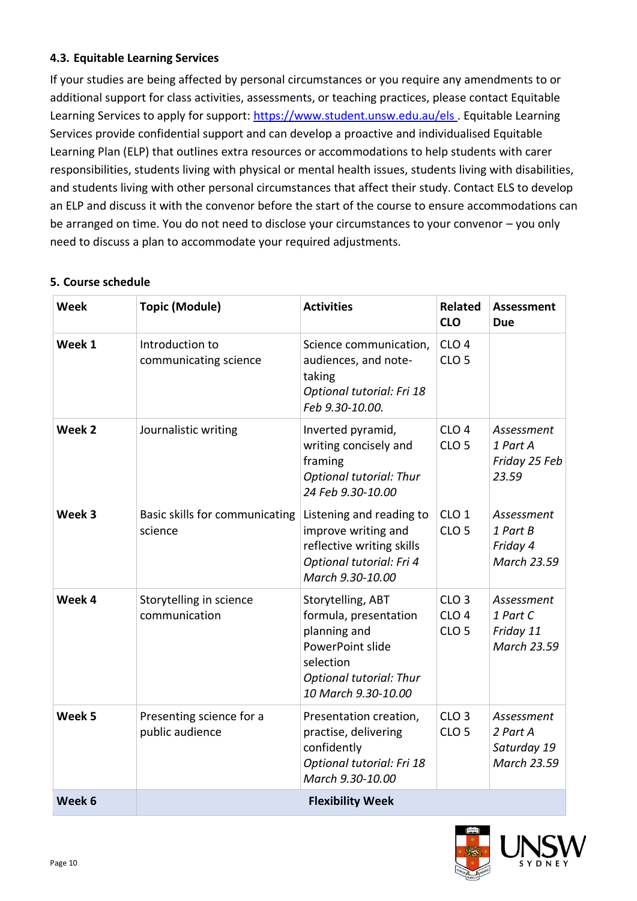### 4.3. Equitable Learning Services

If your studies are being affected by personal circumstances or you require any amendments to or additional support for class activities, assessments, or teaching practices, please contact Equitable Learning Services to apply for support: [https://www.student.unsw.edu.au/els](https://www.student.unsw.edu.au/els) . Equitable Learning Services provide confidential support and can develop a proactive and individualised Equitable Learning Plan (ELP) that outlines extra resources or accommodations to help students with carer responsibilities, students living with physical or mental health issues, students living with disabilities, and students living with other personal circumstances that affect their study. Contact ELS to develop an ELP and discuss it with the convenor before the start of the course to ensure accommodations can be arranged on time. You do not need to disclose your circumstances to your convenor – you only need to discuss a plan to accommodate your required adjustments.

### 5. Course schedule

| Week | Topic (Module) | Activities | Related CLO | Assessment Due |
|---|---|---|---|---|
| **Week 1** | Introduction to communicating science | Science communication, audiences, and note-taking<br>*Optional tutorial: Fri 18 Feb 9.30-10.00.* | CLO 4<br>CLO 5 | |
| **Week 2** | Journalistic writing | Inverted pyramid, writing concisely and framing<br>*Optional tutorial: Thur 24 Feb 9.30-10.00* | CLO 4<br>CLO 5 | *Assessment 1 Part A Friday 25 Feb 23.59* |
| **Week 3** | Basic skills for communicating science | Listening and reading to improve writing and reflective writing skills<br>*Optional tutorial: Fri 4 March 9.30-10.00* | CLO 1<br>CLO 5 | *Assessment 1 Part B Friday 4 March 23.59* |
| **Week 4** | Storytelling in science communication | Storytelling, ABT formula, presentation planning and PowerPoint slide selection<br>*Optional tutorial: Thur 10 March 9.30-10.00* | CLO 3<br>CLO 4<br>CLO 5 | *Assessment 1 Part C Friday 11 March 23.59* |
| **Week 5** | Presenting science for a public audience | Presentation creation, practise, delivering confidently<br>*Optional tutorial: Fri 18 March 9.30-10.00* | CLO 3<br>CLO 5 | *Assessment 2 Part A Saturday 19 March 23.59* |
| **Week 6** | **Flexibility Week** | | | |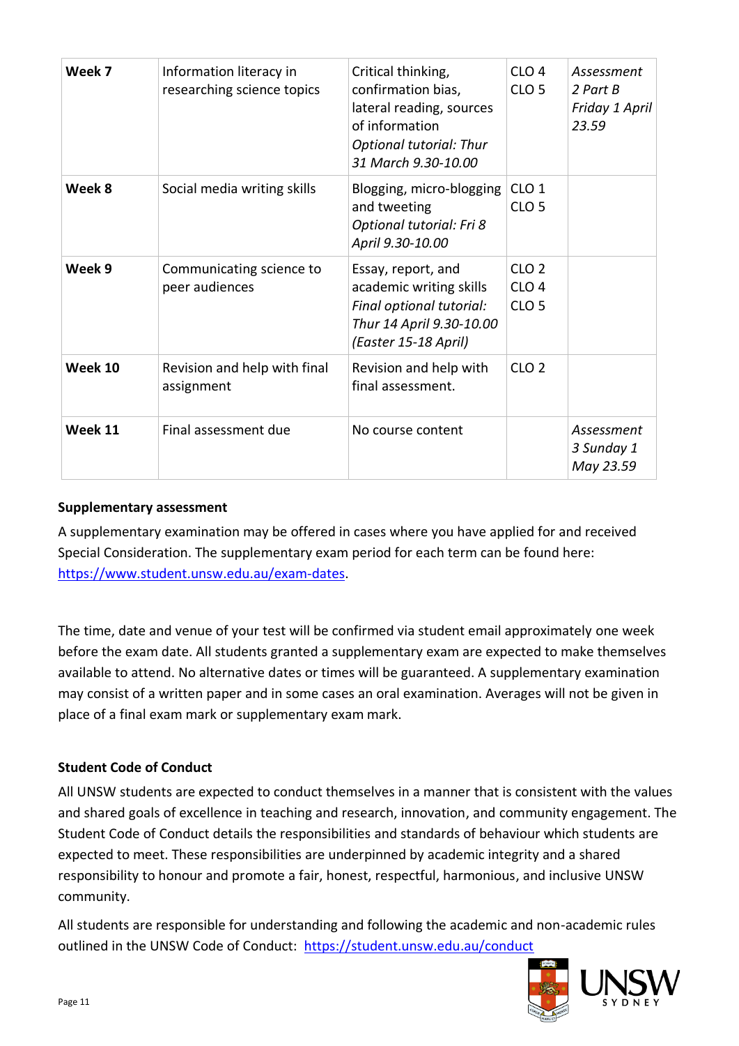| | | | | |
|---|---|---|---|---|
| **Week 7** | Information literacy in researching science topics | Critical thinking, confirmation bias, lateral reading, sources of information *Optional tutorial: Thur 31 March 9.30-10.00* | CLO 4 CLO 5 | *Assessment 2 Part B Friday 1 April 23.59* |
| **Week 8** | Social media writing skills | Blogging, micro-blogging and tweeting *Optional tutorial: Fri 8 April 9.30-10.00* | CLO 1 CLO 5 | |
| **Week 9** | Communicating science to peer audiences | Essay, report, and academic writing skills *Final optional tutorial: Thur 14 April 9.30-10.00 (Easter 15-18 April)* | CLO 2 CLO 4 CLO 5 | |
| **Week 10** | Revision and help with final assignment | Revision and help with final assessment. | CLO 2 | |
| **Week 11** | Final assessment due | No course content | | *Assessment 3 Sunday 1 May 23.59* |

**Supplementary assessment**

A supplementary examination may be offered in cases where you have applied for and received Special Consideration. The supplementary exam period for each term can be found here: https://www.student.unsw.edu.au/exam-dates.

The time, date and venue of your test will be confirmed via student email approximately one week before the exam date. All students granted a supplementary exam are expected to make themselves available to attend. No alternative dates or times will be guaranteed. A supplementary examination may consist of a written paper and in some cases an oral examination. Averages will not be given in place of a final exam mark or supplementary exam mark.

**Student Code of Conduct**

All UNSW students are expected to conduct themselves in a manner that is consistent with the values and shared goals of excellence in teaching and research, innovation, and community engagement. The Student Code of Conduct details the responsibilities and standards of behaviour which students are expected to meet. These responsibilities are underpinned by academic integrity and a shared responsibility to honour and promote a fair, honest, respectful, harmonious, and inclusive UNSW community.

All students are responsible for understanding and following the academic and non-academic rules outlined in the UNSW Code of Conduct: https://student.unsw.edu.au/conduct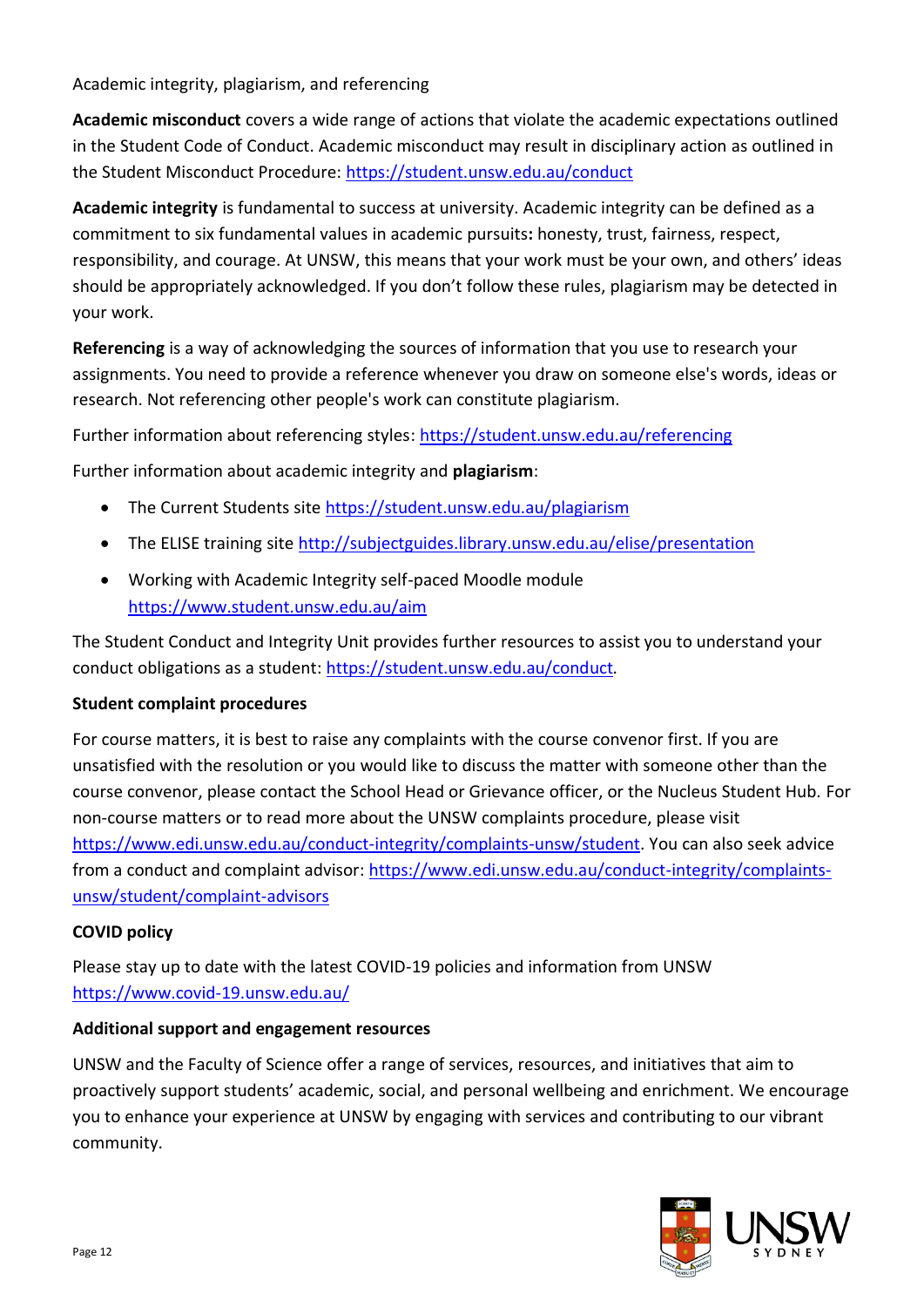Academic integrity, plagiarism, and referencing

**Academic misconduct** covers a wide range of actions that violate the academic expectations outlined in the Student Code of Conduct. Academic misconduct may result in disciplinary action as outlined in the Student Misconduct Procedure: https://student.unsw.edu.au/conduct

**Academic integrity** is fundamental to success at university. Academic integrity can be defined as a commitment to six fundamental values in academic pursuits**:** honesty, trust, fairness, respect, responsibility, and courage. At UNSW, this means that your work must be your own, and others' ideas should be appropriately acknowledged. If you don't follow these rules, plagiarism may be detected in your work.

**Referencing** is a way of acknowledging the sources of information that you use to research your assignments. You need to provide a reference whenever you draw on someone else's words, ideas or research. Not referencing other people's work can constitute plagiarism.

Further information about referencing styles: https://student.unsw.edu.au/referencing

Further information about academic integrity and **plagiarism**:

- The Current Students site https://student.unsw.edu.au/plagiarism
- The ELISE training site http://subjectguides.library.unsw.edu.au/elise/presentation
- Working with Academic Integrity self-paced Moodle module https://www.student.unsw.edu.au/aim

The Student Conduct and Integrity Unit provides further resources to assist you to understand your conduct obligations as a student: https://student.unsw.edu.au/conduct.

**Student complaint procedures**

For course matters, it is best to raise any complaints with the course convenor first. If you are unsatisfied with the resolution or you would like to discuss the matter with someone other than the course convenor, please contact the School Head or Grievance officer, or the Nucleus Student Hub. For non-course matters or to read more about the UNSW complaints procedure, please visit https://www.edi.unsw.edu.au/conduct-integrity/complaints-unsw/student. You can also seek advice from a conduct and complaint advisor: https://www.edi.unsw.edu.au/conduct-integrity/complaints-unsw/student/complaint-advisors

**COVID policy**

Please stay up to date with the latest COVID-19 policies and information from UNSW https://www.covid-19.unsw.edu.au/

**Additional support and engagement resources**

UNSW and the Faculty of Science offer a range of services, resources, and initiatives that aim to proactively support students' academic, social, and personal wellbeing and enrichment. We encourage you to enhance your experience at UNSW by engaging with services and contributing to our vibrant community.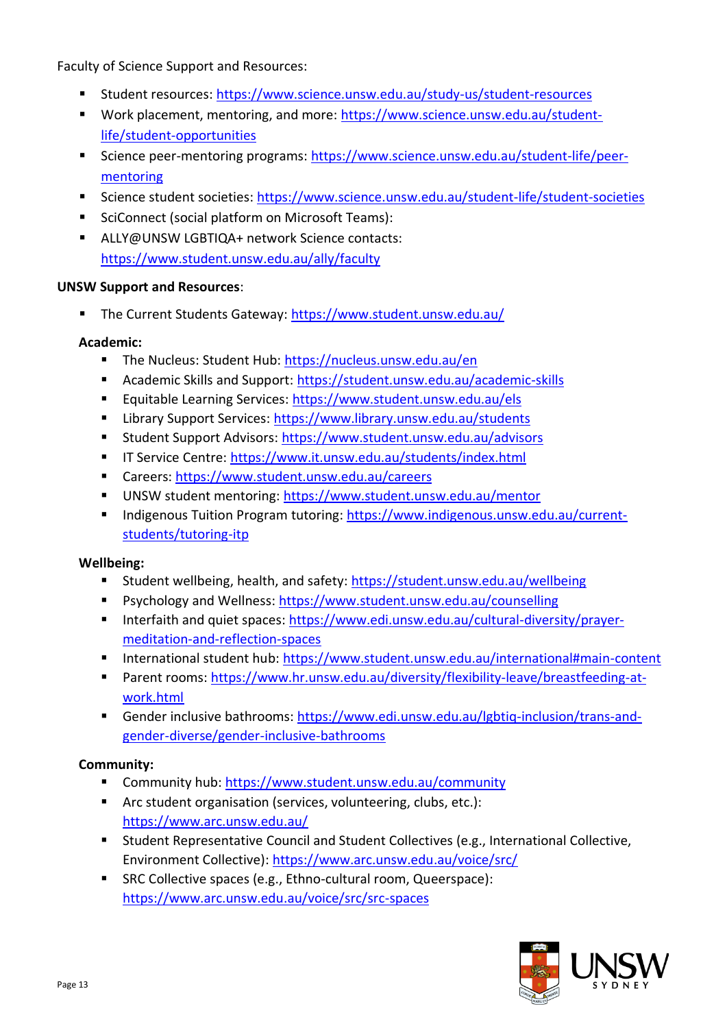Faculty of Science Support and Resources:

- Student resources: https://www.science.unsw.edu.au/study-us/student-resources
- Work placement, mentoring, and more: https://www.science.unsw.edu.au/student-life/student-opportunities
- Science peer-mentoring programs: https://www.science.unsw.edu.au/student-life/peer-mentoring
- Science student societies: https://www.science.unsw.edu.au/student-life/student-societies
- SciConnect (social platform on Microsoft Teams):
- ALLY@UNSW LGBTIQA+ network Science contacts: https://www.student.unsw.edu.au/ally/faculty

**UNSW Support and Resources**:

- The Current Students Gateway: https://www.student.unsw.edu.au/

**Academic:**

- The Nucleus: Student Hub: https://nucleus.unsw.edu.au/en
- Academic Skills and Support: https://student.unsw.edu.au/academic-skills
- Equitable Learning Services: https://www.student.unsw.edu.au/els
- Library Support Services: https://www.library.unsw.edu.au/students
- Student Support Advisors: https://www.student.unsw.edu.au/advisors
- IT Service Centre: https://www.it.unsw.edu.au/students/index.html
- Careers: https://www.student.unsw.edu.au/careers
- UNSW student mentoring: https://www.student.unsw.edu.au/mentor
- Indigenous Tuition Program tutoring: https://www.indigenous.unsw.edu.au/current-students/tutoring-itp

**Wellbeing:**

- Student wellbeing, health, and safety: https://student.unsw.edu.au/wellbeing
- Psychology and Wellness: https://www.student.unsw.edu.au/counselling
- Interfaith and quiet spaces: https://www.edi.unsw.edu.au/cultural-diversity/prayer-meditation-and-reflection-spaces
- International student hub: https://www.student.unsw.edu.au/international#main-content
- Parent rooms: https://www.hr.unsw.edu.au/diversity/flexibility-leave/breastfeeding-at-work.html
- Gender inclusive bathrooms: https://www.edi.unsw.edu.au/lgbtiq-inclusion/trans-and-gender-diverse/gender-inclusive-bathrooms

**Community:**

- Community hub: https://www.student.unsw.edu.au/community
- Arc student organisation (services, volunteering, clubs, etc.): https://www.arc.unsw.edu.au/
- Student Representative Council and Student Collectives (e.g., International Collective, Environment Collective): https://www.arc.unsw.edu.au/voice/src/
- SRC Collective spaces (e.g., Ethno-cultural room, Queerspace): https://www.arc.unsw.edu.au/voice/src/src-spaces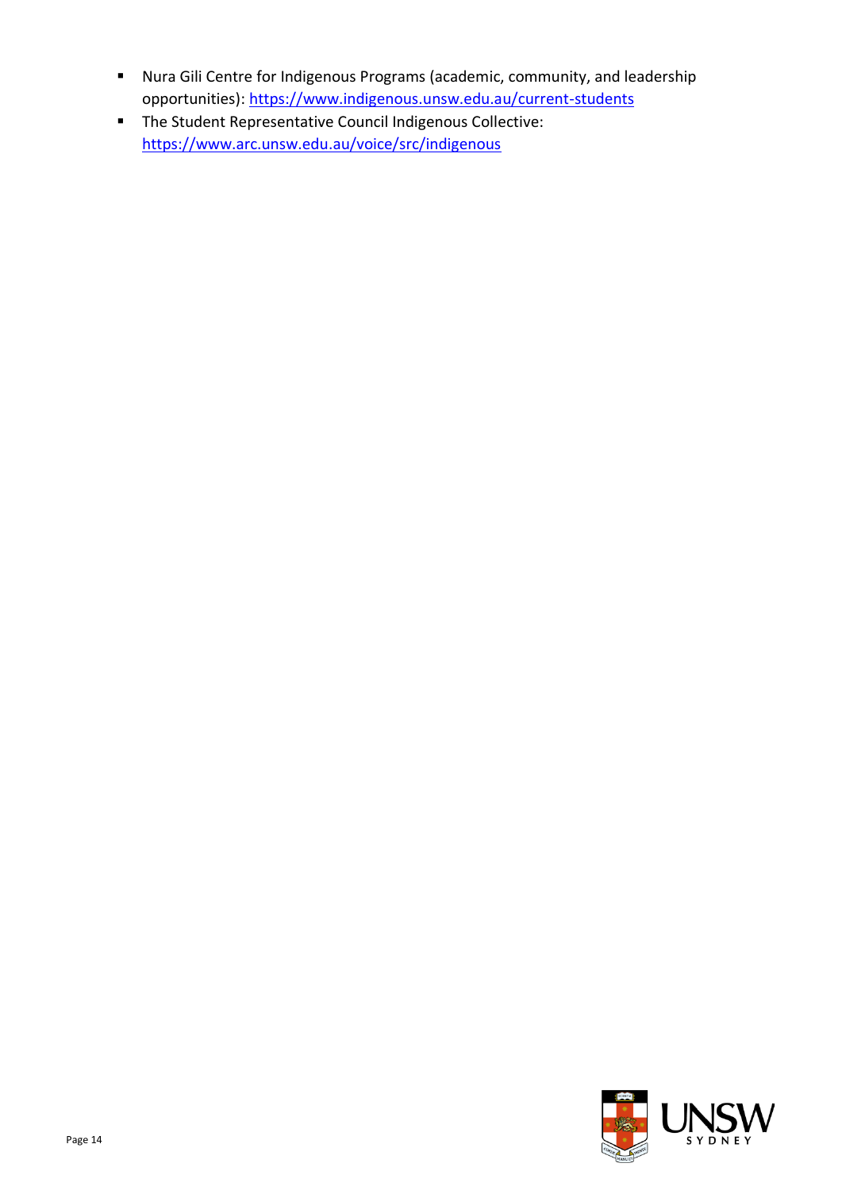- Nura Gili Centre for Indigenous Programs (academic, community, and leadership opportunities): https://www.indigenous.unsw.edu.au/current-students
- The Student Representative Council Indigenous Collective: https://www.arc.unsw.edu.au/voice/src/indigenous